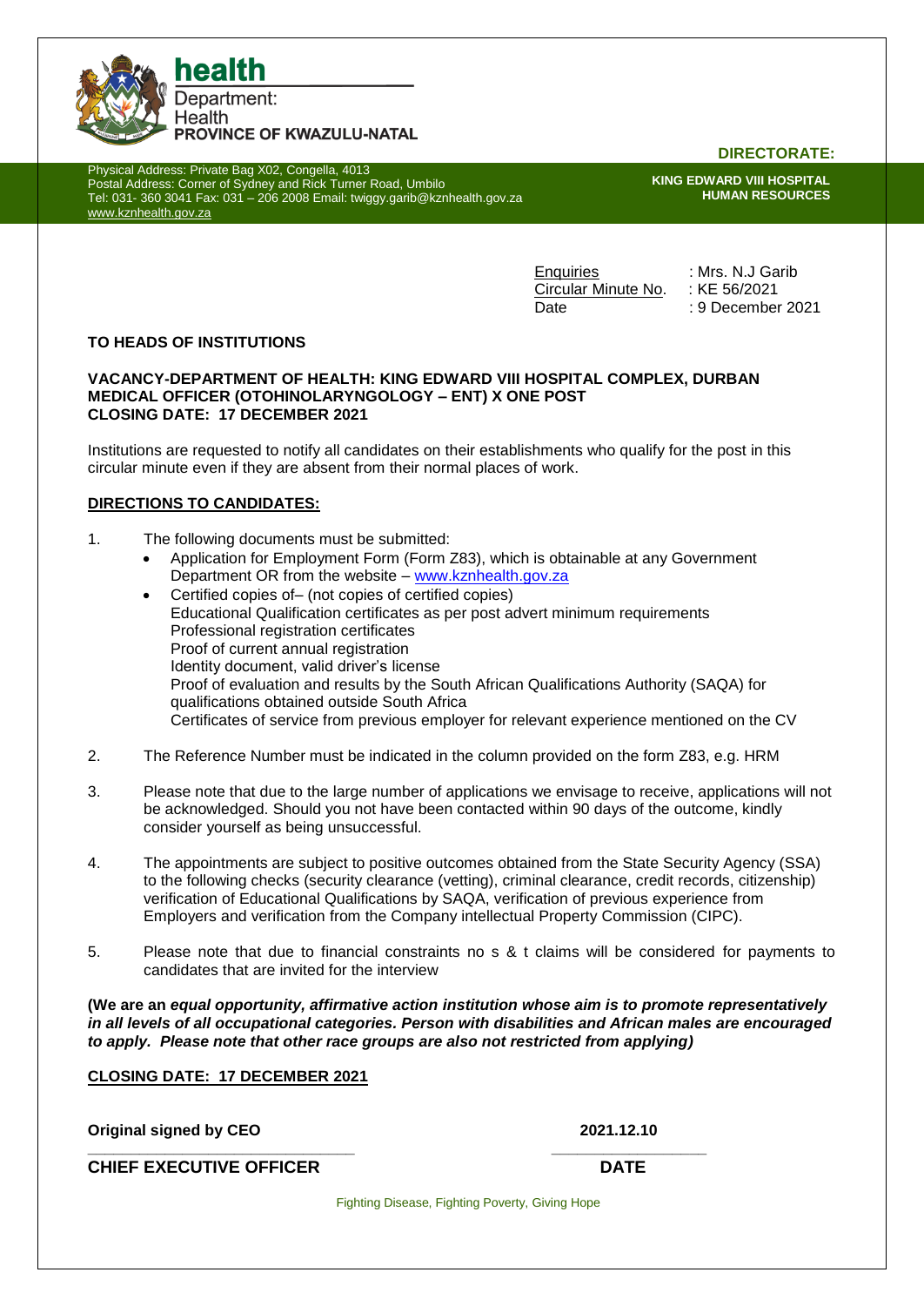**health**
Department:
Health
**PROVINCE OF KWAZULU-NATAL**

**DIRECTORATE:**

Physical Address: Private Bag X02, Congella, 4013
Postal Address: Corner of Sydney and Rick Turner Road, Umbilo
Tel: 031- 360 3041 Fax: 031 – 206 2008 Email: twiggy.garib@kznhealth.gov.za
www.kznhealth.gov.za

**KING EDWARD VIII HOSPITAL**
**HUMAN RESOURCES**

Enquiries : Mrs. N.J Garib
Circular Minute No. : KE 56/2021
Date : 9 December 2021

**TO HEADS OF INSTITUTIONS**

**VACANCY-DEPARTMENT OF HEALTH: KING EDWARD VIII HOSPITAL COMPLEX, DURBAN**
**MEDICAL OFFICER (OTOHINOLARYNGOLOGY – ENT) X ONE POST**
**CLOSING DATE: 17 DECEMBER 2021**

Institutions are requested to notify all candidates on their establishments who qualify for the post in this circular minute even if they are absent from their normal places of work.

**DIRECTIONS TO CANDIDATES:**

1. The following documents must be submitted:
   - Application for Employment Form (Form Z83), which is obtainable at any Government Department OR from the website – www.kznhealth.gov.za
   - Certified copies of– (not copies of certified copies)
     Educational Qualification certificates as per post advert minimum requirements
     Professional registration certificates
     Proof of current annual registration
     Identity document, valid driver's license
     Proof of evaluation and results by the South African Qualifications Authority (SAQA) for qualifications obtained outside South Africa
     Certificates of service from previous employer for relevant experience mentioned on the CV

2. The Reference Number must be indicated in the column provided on the form Z83, e.g. HRM

3. Please note that due to the large number of applications we envisage to receive, applications will not be acknowledged. Should you not have been contacted within 90 days of the outcome, kindly consider yourself as being unsuccessful.

4. The appointments are subject to positive outcomes obtained from the State Security Agency (SSA) to the following checks (security clearance (vetting), criminal clearance, credit records, citizenship) verification of Educational Qualifications by SAQA, verification of previous experience from Employers and verification from the Company intellectual Property Commission (CIPC).

5. Please note that due to financial constraints no s & t claims will be considered for payments to candidates that are invited for the interview

**(We are an *equal opportunity, affirmative action institution whose aim is to promote representatively in all levels of all occupational categories. Person with disabilities and African males are encouraged to apply. Please note that other race groups are also not restricted from applying*)**

**CLOSING DATE: 17 DECEMBER 2021**

**Original signed by CEO** **2021.12.10**

**CHIEF EXECUTIVE OFFICER** **DATE**

Fighting Disease, Fighting Poverty, Giving Hope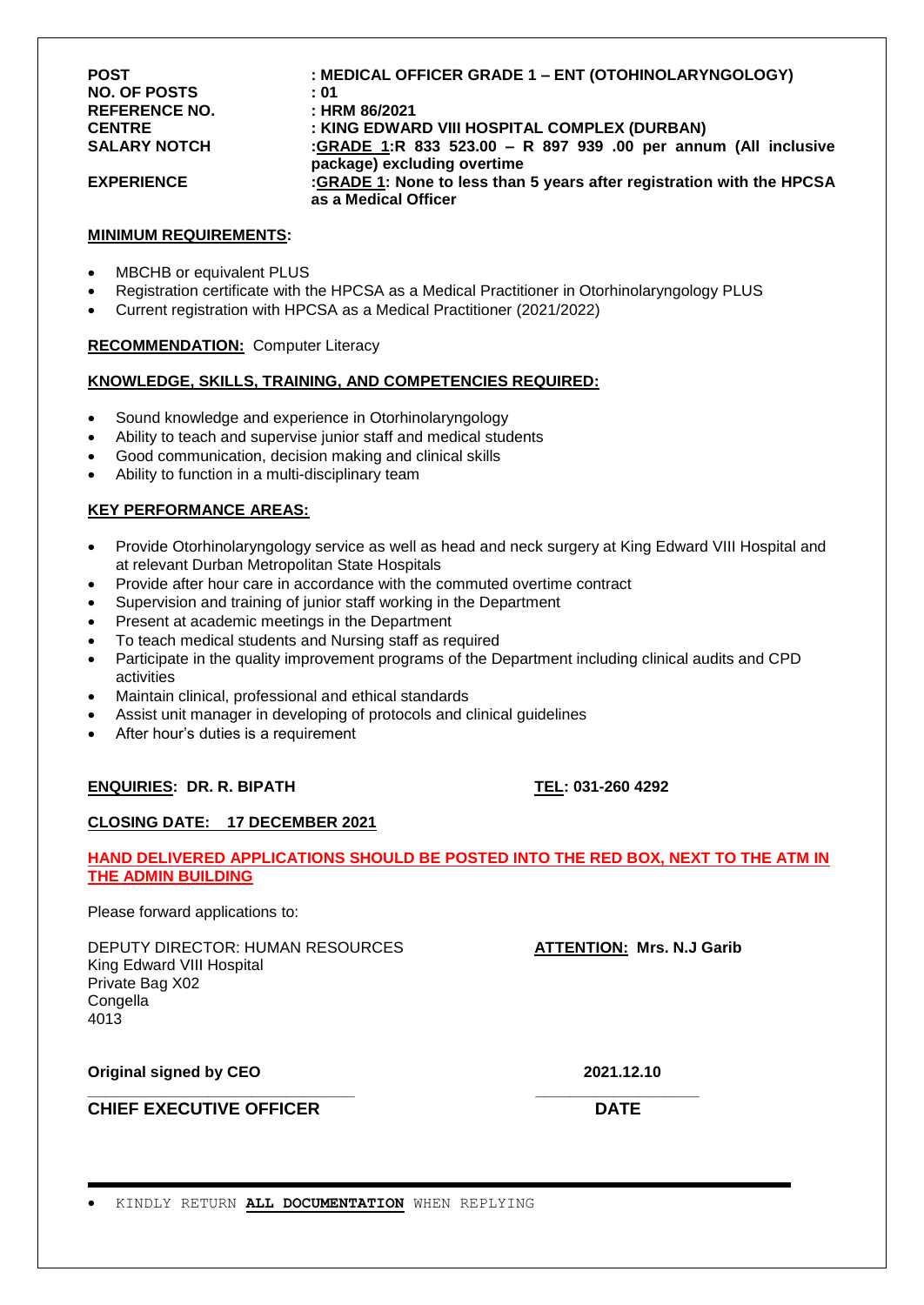| | |
|---|---|
| **POST** | **: MEDICAL OFFICER GRADE 1 – ENT (OTOHINOLARYNGOLOGY)** |
| **NO. OF POSTS** | **: 01** |
| **REFERENCE NO.** | **: HRM 86/2021** |
| **CENTRE** | **: KING EDWARD VIII HOSPITAL COMPLEX (DURBAN)** |
| **SALARY NOTCH** | **:GRADE 1:R 833 523.00 – R 897 939 .00 per annum (All inclusive package) excluding overtime** |
| **EXPERIENCE** | **:GRADE 1: None to less than 5 years after registration with the HPCSA as a Medical Officer** |

**MINIMUM REQUIREMENTS:**

- MBCHB or equivalent PLUS
- Registration certificate with the HPCSA as a Medical Practitioner in Otorhinolaryngology PLUS
- Current registration with HPCSA as a Medical Practitioner (2021/2022)

**RECOMMENDATION:** Computer Literacy

**KNOWLEDGE, SKILLS, TRAINING, AND COMPETENCIES REQUIRED:**

- Sound knowledge and experience in Otorhinolaryngology
- Ability to teach and supervise junior staff and medical students
- Good communication, decision making and clinical skills
- Ability to function in a multi-disciplinary team

**KEY PERFORMANCE AREAS:**

- Provide Otorhinolaryngology service as well as head and neck surgery at King Edward VIII Hospital and at relevant Durban Metropolitan State Hospitals
- Provide after hour care in accordance with the commuted overtime contract
- Supervision and training of junior staff working in the Department
- Present at academic meetings in the Department
- To teach medical students and Nursing staff as required
- Participate in the quality improvement programs of the Department including clinical audits and CPD activities
- Maintain clinical, professional and ethical standards
- Assist unit manager in developing of protocols and clinical guidelines
- After hour's duties is a requirement

**ENQUIRIES: DR. R. BIPATH** **TEL: 031-260 4292**

**CLOSING DATE: 17 DECEMBER 2021**

**HAND DELIVERED APPLICATIONS SHOULD BE POSTED INTO THE RED BOX, NEXT TO THE ATM IN THE ADMIN BUILDING**

Please forward applications to:

DEPUTY DIRECTOR: HUMAN RESOURCES **ATTENTION: Mrs. N.J Garib**
King Edward VIII Hospital
Private Bag X02
Congella
4013

**Original signed by CEO** **2021.12.10**

**CHIEF EXECUTIVE OFFICER** **DATE**

- KINDLY RETURN **ALL DOCUMENTATION** WHEN REPLYING